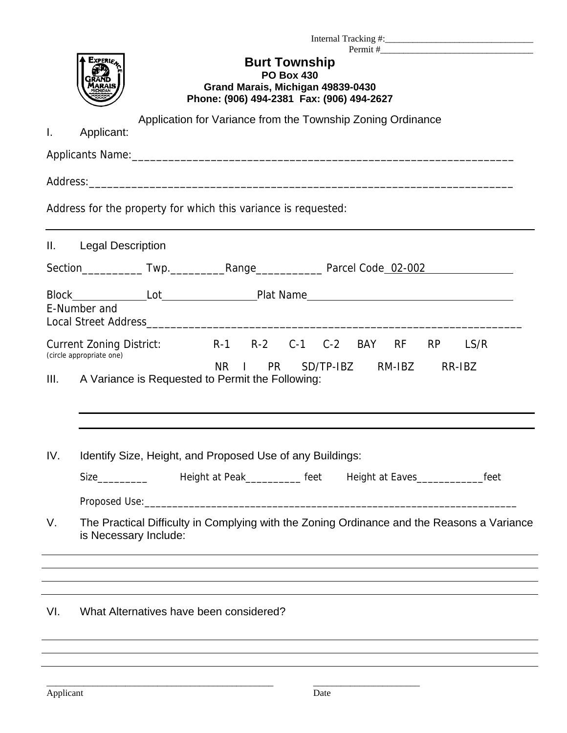Internal Tracking #:_________________________________
Permit #_________________________________

# Burt Township

**PO Box 430**
**Grand Marais, Michigan 49839-0430**
**Phone: (906) 494-2381 Fax: (906) 494-2627**

## Application for Variance from the Township Zoning Ordinance

I. Applicant:

Applicants Name:_______________________________________________________________

Address:_______________________________________________________________

Address for the property for which this variance is requested:

_______________________________________________________________

II. Legal Description

Section__________ Twp._________Range___________ Parcel Code 02-002________________

Block_____________Lot________________Plat Name______________________________________

E-Number and
Local Street Address_______________________________________________________________

Current Zoning District: R-1 R-2 C-1 C-2 BAY RF RP LS/R
(circle appropriate one)
NR I PR SD/TP-IBZ RM-IBZ RR-IBZ

III. A Variance is Requested to Permit the Following:

_______________________________________________________________

_______________________________________________________________

IV. Identify Size, Height, and Proposed Use of any Buildings:

Size_________ Height at Peak__________ feet Height at Eaves____________feet

Proposed Use:_______________________________________________________________

V. The Practical Difficulty in Complying with the Zoning Ordinance and the Reasons a Variance is Necessary Include:

_______________________________________________________________

_______________________________________________________________

_______________________________________________________________

_______________________________________________________________

VI. What Alternatives have been considered?

_______________________________________________________________

_______________________________________________________________

_______________________________________________________________

_______________________________________________ ______________________
Applicant Date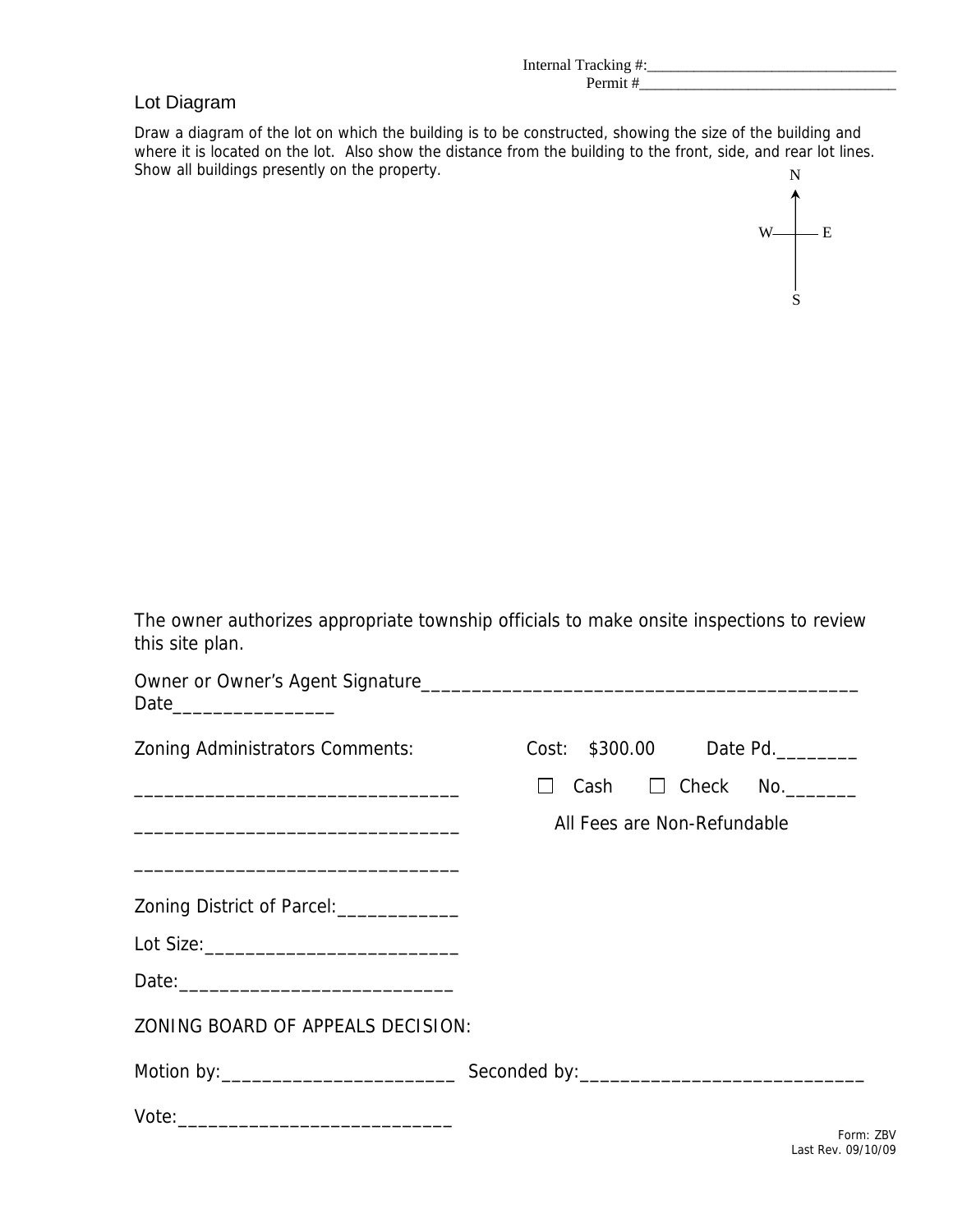Internal Tracking #:_________________________________
Permit #_________________________________

## Lot Diagram

Draw a diagram of the lot on which the building is to be constructed, showing the size of the building and where it is located on the lot. Also show the distance from the building to the front, side, and rear lot lines. Show all buildings presently on the property.

N

W E

S

The owner authorizes appropriate township officials to make onsite inspections to review this site plan.

Owner or Owner's Agent Signature_____________________________________________
Date________________

Zoning Administrators Comments:

________________________________

________________________________

________________________________

Cost: $300.00 Date Pd.________

☐ Cash ☐ Check No._______

All Fees are Non-Refundable

Zoning District of Parcel:____________

Lot Size:_________________________

Date:___________________________

ZONING BOARD OF APPEALS DECISION:

Motion by:________________________ Seconded by:_____________________________

Vote:___________________________

Form: ZBV
Last Rev. 09/10/09